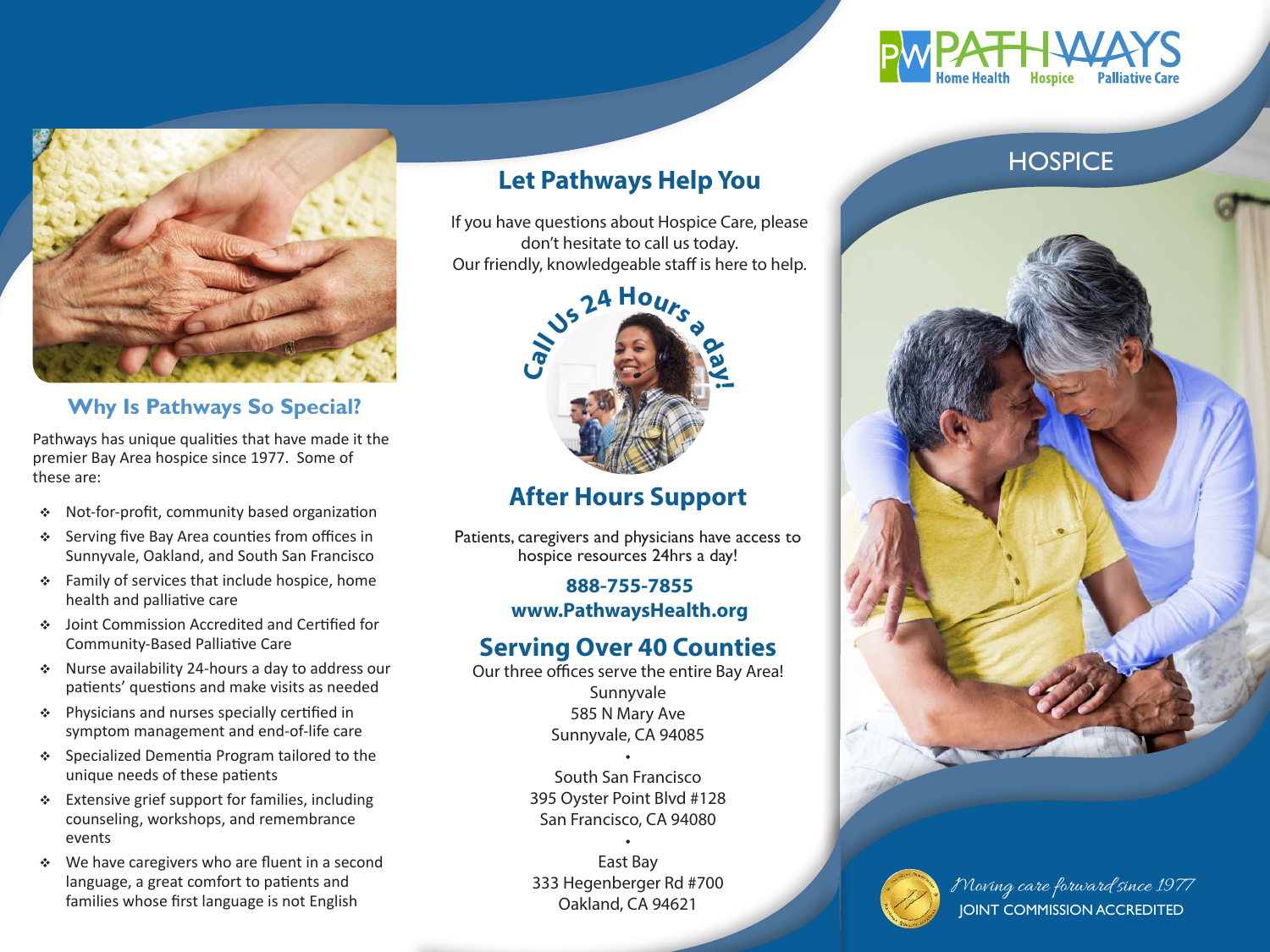PATHWAYS
Home Health Hospice Palliative Care

# HOSPICE

*Moving care forward since 1977*

JOINT COMMISSION ACCREDITED

## Why Is Pathways So Special?

Pathways has unique qualities that have made it the premier Bay Area hospice since 1977. Some of these are:

- Not-for-profit, community based organization
- Serving five Bay Area counties from offices in Sunnyvale, Oakland, and South San Francisco
- Family of services that include hospice, home health and palliative care
- Joint Commission Accredited and Certified for Community-Based Palliative Care
- Nurse availability 24-hours a day to address our patients' questions and make visits as needed
- Physicians and nurses specially certified in symptom management and end-of-life care
- Specialized Dementia Program tailored to the unique needs of these patients
- Extensive grief support for families, including counseling, workshops, and remembrance events
- We have caregivers who are fluent in a second language, a great comfort to patients and families whose first language is not English

## Let Pathways Help You

If you have questions about Hospice Care, please don't hesitate to call us today.
Our friendly, knowledgeable staff is here to help.

Call Us 24 Hours a day!

## After Hours Support

Patients, caregivers and physicians have access to hospice resources 24hrs a day!

**888-755-7855**
**www.PathwaysHealth.org**

## Serving Over 40 Counties

Our three offices serve the entire Bay Area!

Sunnyvale
585 N Mary Ave
Sunnyvale, CA 94085

•

South San Francisco
395 Oyster Point Blvd #128
San Francisco, CA 94080

•

East Bay
333 Hegenberger Rd #700
Oakland, CA 94621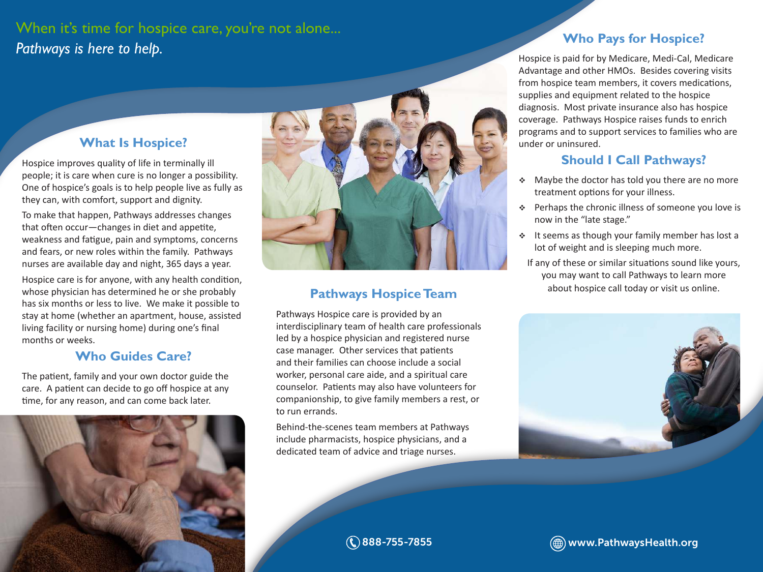When it's time for hospice care, you're not alone...

*Pathways is here to help.*

## What Is Hospice?

Hospice improves quality of life in terminally ill people; it is care when cure is no longer a possibility. One of hospice's goals is to help people live as fully as they can, with comfort, support and dignity.

To make that happen, Pathways addresses changes that often occur—changes in diet and appetite, weakness and fatigue, pain and symptoms, concerns and fears, or new roles within the family. Pathways nurses are available day and night, 365 days a year.

Hospice care is for anyone, with any health condition, whose physician has determined he or she probably has six months or less to live. We make it possible to stay at home (whether an apartment, house, assisted living facility or nursing home) during one's final months or weeks.

## Who Guides Care?

The patient, family and your own doctor guide the care. A patient can decide to go off hospice at any time, for any reason, and can come back later.

## Pathways Hospice Team

Pathways Hospice care is provided by an interdisciplinary team of health care professionals led by a hospice physician and registered nurse case manager. Other services that patients and their families can choose include a social worker, personal care aide, and a spiritual care counselor. Patients may also have volunteers for companionship, to give family members a rest, or to run errands.

Behind-the-scenes team members at Pathways include pharmacists, hospice physicians, and a dedicated team of advice and triage nurses.

## Who Pays for Hospice?

Hospice is paid for by Medicare, Medi-Cal, Medicare Advantage and other HMOs. Besides covering visits from hospice team members, it covers medications, supplies and equipment related to the hospice diagnosis. Most private insurance also has hospice coverage. Pathways Hospice raises funds to enrich programs and to support services to families who are under or uninsured.

## Should I Call Pathways?

- Maybe the doctor has told you there are no more treatment options for your illness.
- Perhaps the chronic illness of someone you love is now in the "late stage."
- It seems as though your family member has lost a lot of weight and is sleeping much more.

If any of these or similar situations sound like yours, you may want to call Pathways to learn more about hospice call today or visit us online.

888-755-7855

www.PathwaysHealth.org